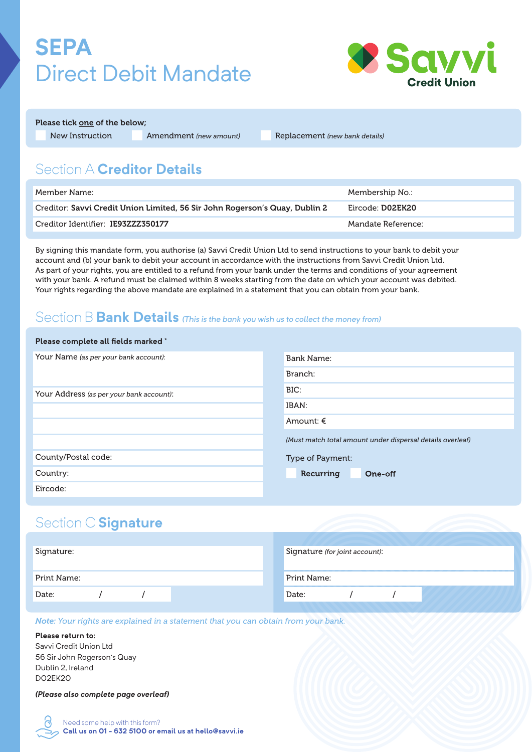# SEPA
# Direct Debit Mandate

**Savvi** Credit Union

**Please tick one of the below;**

☐ New Instruction ☐ Amendment *(new amount)* ☐ Replacement *(new bank details)*

## Section A Creditor Details

| | |
|---|---|
| Member Name: | Membership No.: |
| Creditor: **Savvi Credit Union Limited, 56 Sir John Rogerson's Quay, Dublin 2** | Eircode: **D02EK20** |
| Creditor Identifier: **IE93ZZZ350177** | Mandate Reference: |

By signing this mandate form, you authorise (a) Savvi Credit Union Ltd to send instructions to your bank to debit your account and (b) your bank to debit your account in accordance with the instructions from Savvi Credit Union Ltd. As part of your rights, you are entitled to a refund from your bank under the terms and conditions of your agreement with your bank. A refund must be claimed within 8 weeks starting from the date on which your account was debited. Your rights regarding the above mandate are explained in a statement that you can obtain from your bank.

## Section B Bank Details *(This is the bank you wish us to collect the money from)*

**Please complete all fields marked ***

Your Name *(as per your bank account)*:

Your Address *(as per your bank account)*:

County/Postal code:

Country:

Eircode:

Bank Name:

Branch:

BIC:

IBAN:

Amount: €

*(Must match total amount under dispersal details overleaf)*

Type of Payment:

☐ **Recurring** ☐ **One-off**

## Section C Signature

| | |
|---|---|
| Signature: | Signature *(for joint account)*: |
| Print Name: | Print Name: |
| Date: / / | Date: / / |

***Note:** Your rights are explained in a statement that you can obtain from your bank.*

**Please return to:**
Savvi Credit Union Ltd
56 Sir John Rogerson's Quay
Dublin 2, Ireland
D02EK20

***(Please also complete page overleaf)***

Need some help with this form?
**Call us on 01 - 632 5100 or email us at hello@savvi.ie**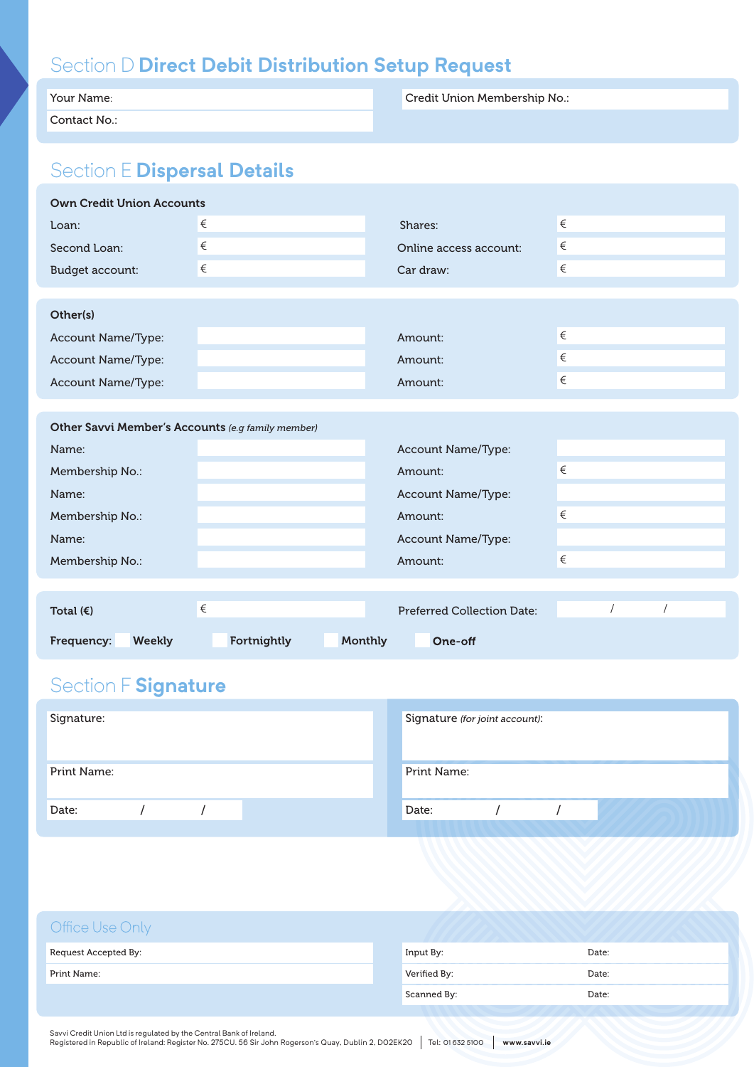## Section D **Direct Debit Distribution Setup Request**

| | |
|---|---|
| Your Name: | Credit Union Membership No.: |
| Contact No.: | |

## Section E **Dispersal Details**

**Own Credit Union Accounts**

| | | | |
|---|---|---|---|
| Loan: | € | Shares: | € |
| Second Loan: | € | Online access account: | € |
| Budget account: | € | Car draw: | € |

**Other(s)**

| | | | |
|---|---|---|---|
| Account Name/Type: | | Amount: | € |
| Account Name/Type: | | Amount: | € |
| Account Name/Type: | | Amount: | € |

**Other Savvi Member's Accounts** *(e.g family member)*

| | | | |
|---|---|---|---|
| Name: | | Account Name/Type: | |
| Membership No.: | | Amount: | € |
| Name: | | Account Name/Type: | |
| Membership No.: | | Amount: | € |
| Name: | | Account Name/Type: | |
| Membership No.: | | Amount: | € |

**Total (€)** €

Preferred Collection Date: / /

**Frequency:** ☐ **Weekly** ☐ **Fortnightly** ☐ **Monthly** ☐ **One-off**

## Section F **Signature**

| | |
|---|---|
| Signature: | Signature *(for joint account)*: |
| Print Name: | Print Name: |
| Date: / / | Date: / / |

### Office Use Only

| | | |
|---|---|---|
| Request Accepted By: | Input By: | Date: |
| Print Name: | Verified By: | Date: |
| | Scanned By: | Date: |

Savvi Credit Union Ltd is regulated by the Central Bank of Ireland.
Registered in Republic of Ireland: Register No. 275CU. 56 Sir John Rogerson's Quay, Dublin 2, D02EK20 | Tel: 01 632 5100 | **www.savvi.ie**